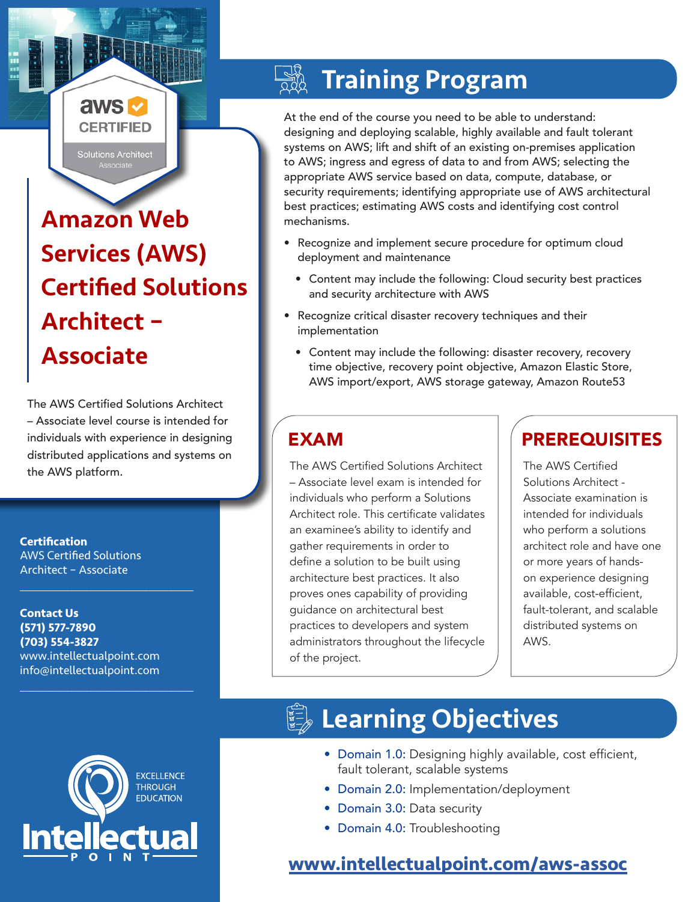# Amazon Web Services (AWS) Certified Solutions Architect – Associate

The AWS Certified Solutions Architect – Associate level course is intended for individuals with experience in designing distributed applications and systems on the AWS platform.

**Certification**
AWS Certified Solutions Architect – Associate

**Contact Us**
**(571) 577-7890**
**(703) 554-3827**
www.intellectualpoint.com
info@intellectualpoint.com

## Training Program

At the end of the course you need to be able to understand: designing and deploying scalable, highly available and fault tolerant systems on AWS; lift and shift of an existing on-premises application to AWS; ingress and egress of data to and from AWS; selecting the appropriate AWS service based on data, compute, database, or security requirements; identifying appropriate use of AWS architectural best practices; estimating AWS costs and identifying cost control mechanisms.

- Recognize and implement secure procedure for optimum cloud deployment and maintenance
  - Content may include the following: Cloud security best practices and security architecture with AWS
- Recognize critical disaster recovery techniques and their implementation
  - Content may include the following: disaster recovery, recovery time objective, recovery point objective, Amazon Elastic Store, AWS import/export, AWS storage gateway, Amazon Route53

## EXAM

The AWS Certified Solutions Architect – Associate level exam is intended for individuals who perform a Solutions Architect role. This certificate validates an examinee's ability to identify and gather requirements in order to define a solution to be built using architecture best practices. It also proves ones capability of providing guidance on architectural best practices to developers and system administrators throughout the lifecycle of the project.

## PREREQUISITES

The AWS Certified Solutions Architect - Associate examination is intended for individuals who perform a solutions architect role and have one or more years of hands-on experience designing available, cost-efficient, fault-tolerant, and scalable distributed systems on AWS.

## Learning Objectives

- Domain 1.0: Designing highly available, cost efficient, fault tolerant, scalable systems
- Domain 2.0: Implementation/deployment
- Domain 3.0: Data security
- Domain 4.0: Troubleshooting

**www.intellectualpoint.com/aws-assoc**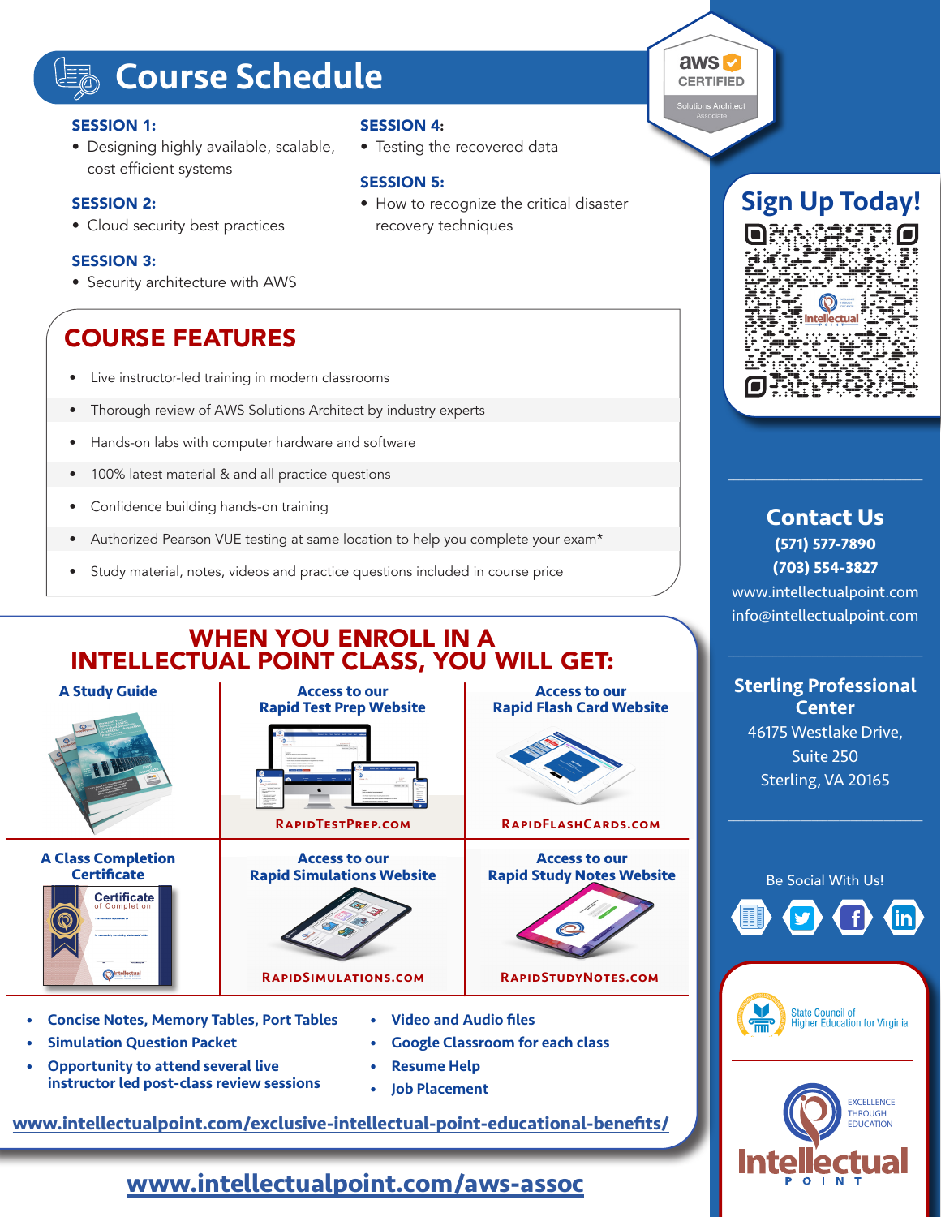# Course Schedule

**SESSION 1:**
- Designing highly available, scalable, cost efficient systems

**SESSION 2:**
- Cloud security best practices

**SESSION 3:**
- Security architecture with AWS

**SESSION 4:**
- Testing the recovered data

**SESSION 5:**
- How to recognize the critical disaster recovery techniques

aws CERTIFIED
Solutions Architect
Associate

## COURSE FEATURES

- Live instructor-led training in modern classrooms
- Thorough review of AWS Solutions Architect by industry experts
- Hands-on labs with computer hardware and software
- 100% latest material & and all practice questions
- Confidence building hands-on training
- Authorized Pearson VUE testing at same location to help you complete your exam*
- Study material, notes, videos and practice questions included in course price

## WHEN YOU ENROLL IN A INTELLECTUAL POINT CLASS, YOU WILL GET:

**A Study Guide**

**Access to our Rapid Test Prep Website**
RAPIDTESTPREP.COM

**Access to our Rapid Flash Card Website**
RAPIDFLASHCARDS.COM

**A Class Completion Certificate**

**Access to our Rapid Simulations Website**
RAPIDSIMULATIONS.COM

**Access to our Rapid Study Notes Website**
RAPIDSTUDYNOTES.COM

- Concise Notes, Memory Tables, Port Tables
- Simulation Question Packet
- Opportunity to attend several live instructor led post-class review sessions
- Video and Audio files
- Google Classroom for each class
- Resume Help
- Job Placement

www.intellectualpoint.com/exclusive-intellectual-point-educational-benefits/

**www.intellectualpoint.com/aws-assoc**

## Sign Up Today!

## Contact Us

**(571) 577-7890**
**(703) 554-3827**
www.intellectualpoint.com
info@intellectualpoint.com

### Sterling Professional Center

46175 Westlake Drive,
Suite 250
Sterling, VA 20165

Be Social With Us!

State Council of Higher Education for Virginia

EXCELLENCE THROUGH EDUCATION
Intellectual POINT